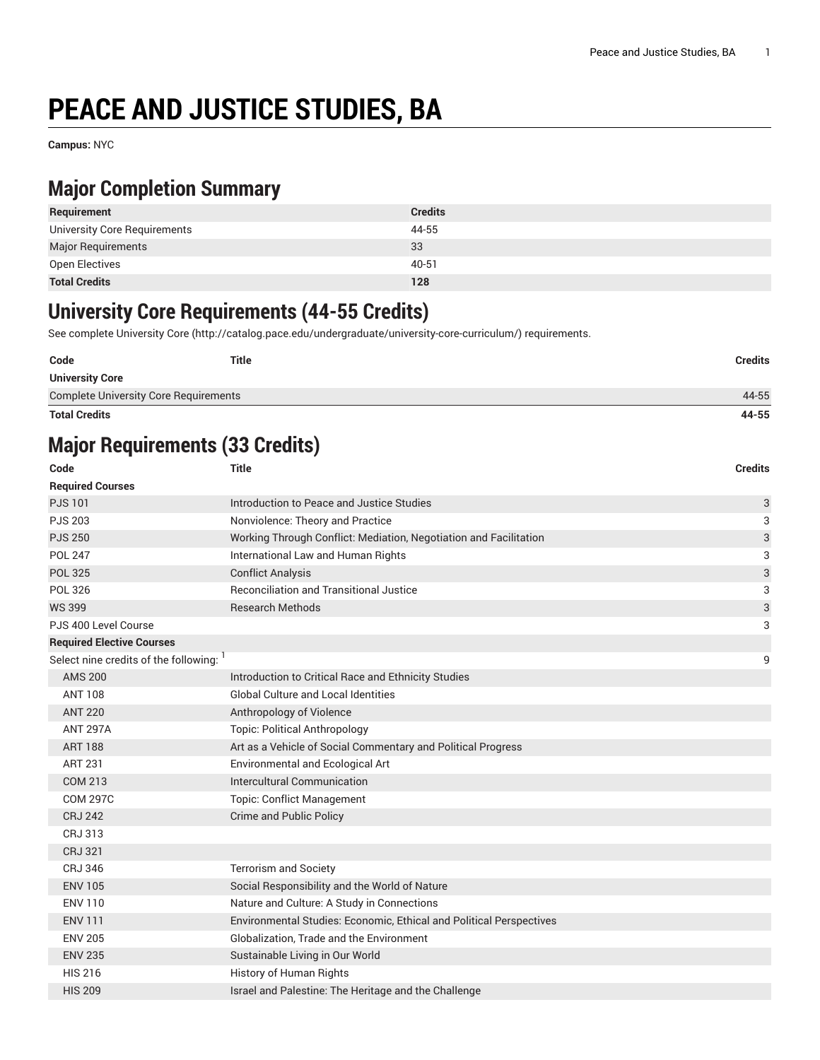# PEACE AND JUSTICE STUDIES, BA

**Campus:** NYC

## Major Completion Summary

| Requirement | Credits |
|---|---|
| University Core Requirements | 44-55 |
| Major Requirements | 33 |
| Open Electives | 40-51 |
| **Total Credits** | **128** |

## University Core Requirements (44-55 Credits)

See complete University Core (http://catalog.pace.edu/undergraduate/university-core-curriculum/) requirements.

| Code | Title | Credits |
|---|---|---|
| **University Core** | | |
| Complete University Core Requirements | | 44-55 |
| **Total Credits** | | **44-55** |

## Major Requirements (33 Credits)

| Code | Title | Credits |
|---|---|---|
| **Required Courses** | | |
| PJS 101 | Introduction to Peace and Justice Studies | 3 |
| PJS 203 | Nonviolence: Theory and Practice | 3 |
| PJS 250 | Working Through Conflict: Mediation, Negotiation and Facilitation | 3 |
| POL 247 | International Law and Human Rights | 3 |
| POL 325 | Conflict Analysis | 3 |
| POL 326 | Reconciliation and Transitional Justice | 3 |
| WS 399 | Research Methods | 3 |
| PJS 400 Level Course | | 3 |
| **Required Elective Courses** | | |
| Select nine credits of the following: [1] | | 9 |
| AMS 200 | Introduction to Critical Race and Ethnicity Studies | |
| ANT 108 | Global Culture and Local Identities | |
| ANT 220 | Anthropology of Violence | |
| ANT 297A | Topic: Political Anthropology | |
| ART 188 | Art as a Vehicle of Social Commentary and Political Progress | |
| ART 231 | Environmental and Ecological Art | |
| COM 213 | Intercultural Communication | |
| COM 297C | Topic: Conflict Management | |
| CRJ 242 | Crime and Public Policy | |
| CRJ 313 | | |
| CRJ 321 | | |
| CRJ 346 | Terrorism and Society | |
| ENV 105 | Social Responsibility and the World of Nature | |
| ENV 110 | Nature and Culture: A Study in Connections | |
| ENV 111 | Environmental Studies: Economic, Ethical and Political Perspectives | |
| ENV 205 | Globalization, Trade and the Environment | |
| ENV 235 | Sustainable Living in Our World | |
| HIS 216 | History of Human Rights | |
| HIS 209 | Israel and Palestine: The Heritage and the Challenge | |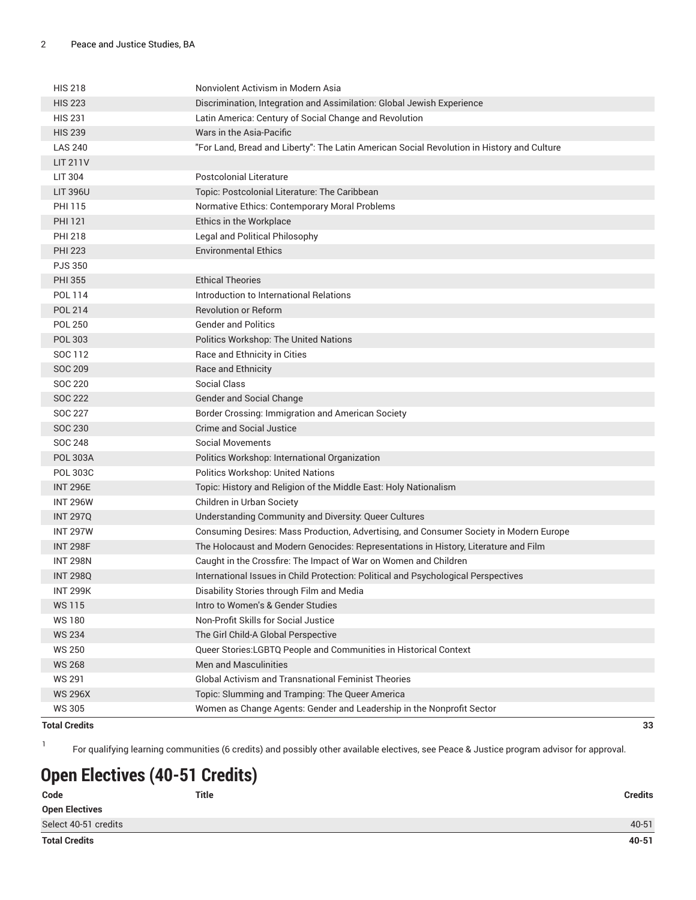| | | |
|---|---|---|
| HIS 218 | Nonviolent Activism in Modern Asia | |
| HIS 223 | Discrimination, Integration and Assimilation: Global Jewish Experience | |
| HIS 231 | Latin America: Century of Social Change and Revolution | |
| HIS 239 | Wars in the Asia-Pacific | |
| LAS 240 | "For Land, Bread and Liberty": The Latin American Social Revolution in History and Culture | |
| LIT 211V | | |
| LIT 304 | Postcolonial Literature | |
| LIT 396U | Topic: Postcolonial Literature: The Caribbean | |
| PHI 115 | Normative Ethics: Contemporary Moral Problems | |
| PHI 121 | Ethics in the Workplace | |
| PHI 218 | Legal and Political Philosophy | |
| PHI 223 | Environmental Ethics | |
| PJS 350 | | |
| PHI 355 | Ethical Theories | |
| POL 114 | Introduction to International Relations | |
| POL 214 | Revolution or Reform | |
| POL 250 | Gender and Politics | |
| POL 303 | Politics Workshop: The United Nations | |
| SOC 112 | Race and Ethnicity in Cities | |
| SOC 209 | Race and Ethnicity | |
| SOC 220 | Social Class | |
| SOC 222 | Gender and Social Change | |
| SOC 227 | Border Crossing: Immigration and American Society | |
| SOC 230 | Crime and Social Justice | |
| SOC 248 | Social Movements | |
| POL 303A | Politics Workshop: International Organization | |
| POL 303C | Politics Workshop: United Nations | |
| INT 296E | Topic: History and Religion of the Middle East: Holy Nationalism | |
| INT 296W | Children in Urban Society | |
| INT 297Q | Understanding Community and Diversity: Queer Cultures | |
| INT 297W | Consuming Desires: Mass Production, Advertising, and Consumer Society in Modern Europe | |
| INT 298F | The Holocaust and Modern Genocides: Representations in History, Literature and Film | |
| INT 298N | Caught in the Crossfire: The Impact of War on Women and Children | |
| INT 298Q | International Issues in Child Protection: Political and Psychological Perspectives | |
| INT 299K | Disability Stories through Film and Media | |
| WS 115 | Intro to Women's & Gender Studies | |
| WS 180 | Non-Profit Skills for Social Justice | |
| WS 234 | The Girl Child-A Global Perspective | |
| WS 250 | Queer Stories:LGBTQ People and Communities in Historical Context | |
| WS 268 | Men and Masculinities | |
| WS 291 | Global Activism and Transnational Feminist Theories | |
| WS 296X | Topic: Slumming and Tramping: The Queer America | |
| WS 305 | Women as Change Agents: Gender and Leadership in the Nonprofit Sector | |
| **Total Credits** | | **33** |

[1] For qualifying learning communities (6 credits) and possibly other available electives, see Peace & Justice program advisor for approval.

# Open Electives (40-51 Credits)

| Code | Title | Credits |
|---|---|---|
| **Open Electives** | | |
| Select 40-51 credits | | 40-51 |
| **Total Credits** | | **40-51** |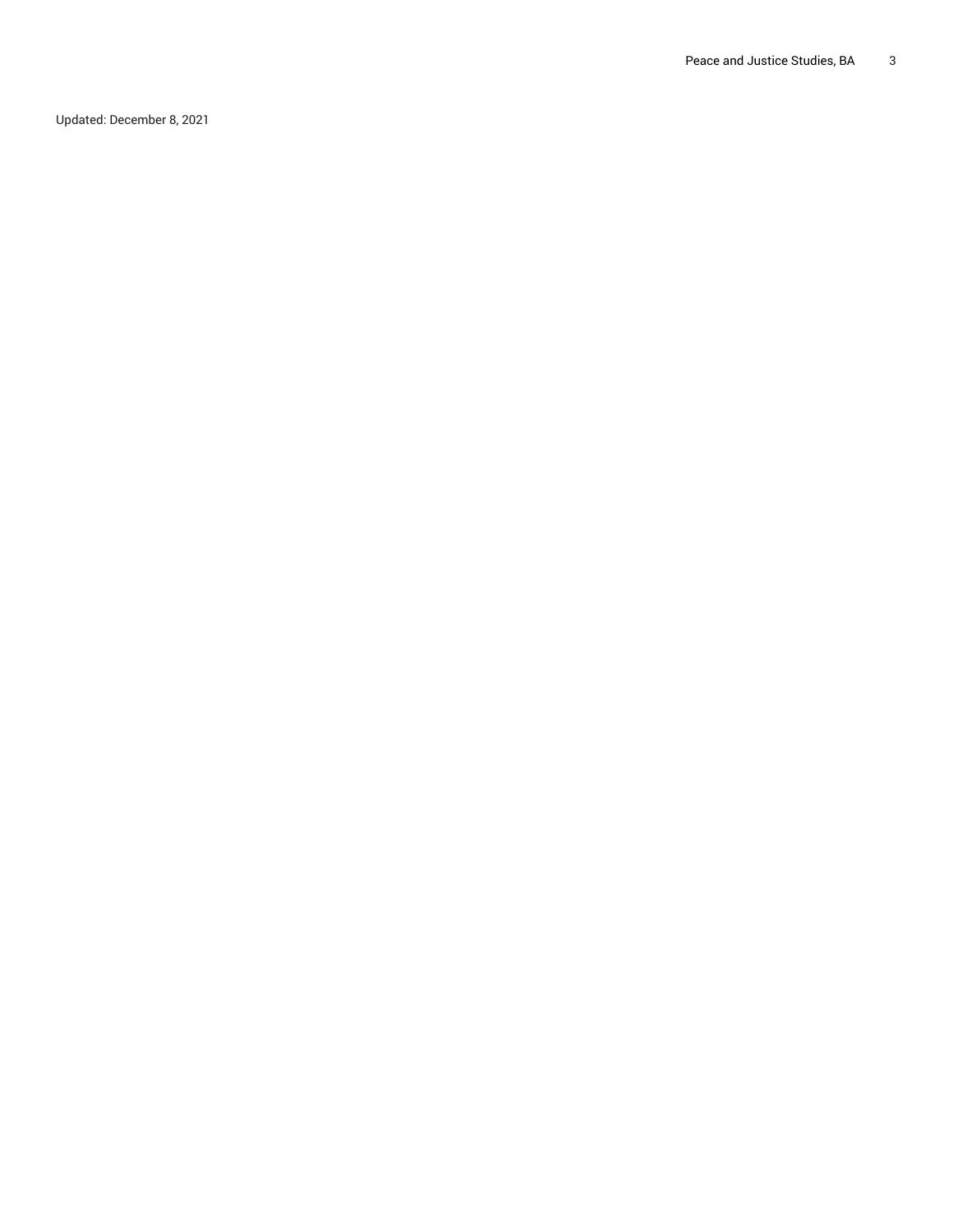Updated: December 8, 2021